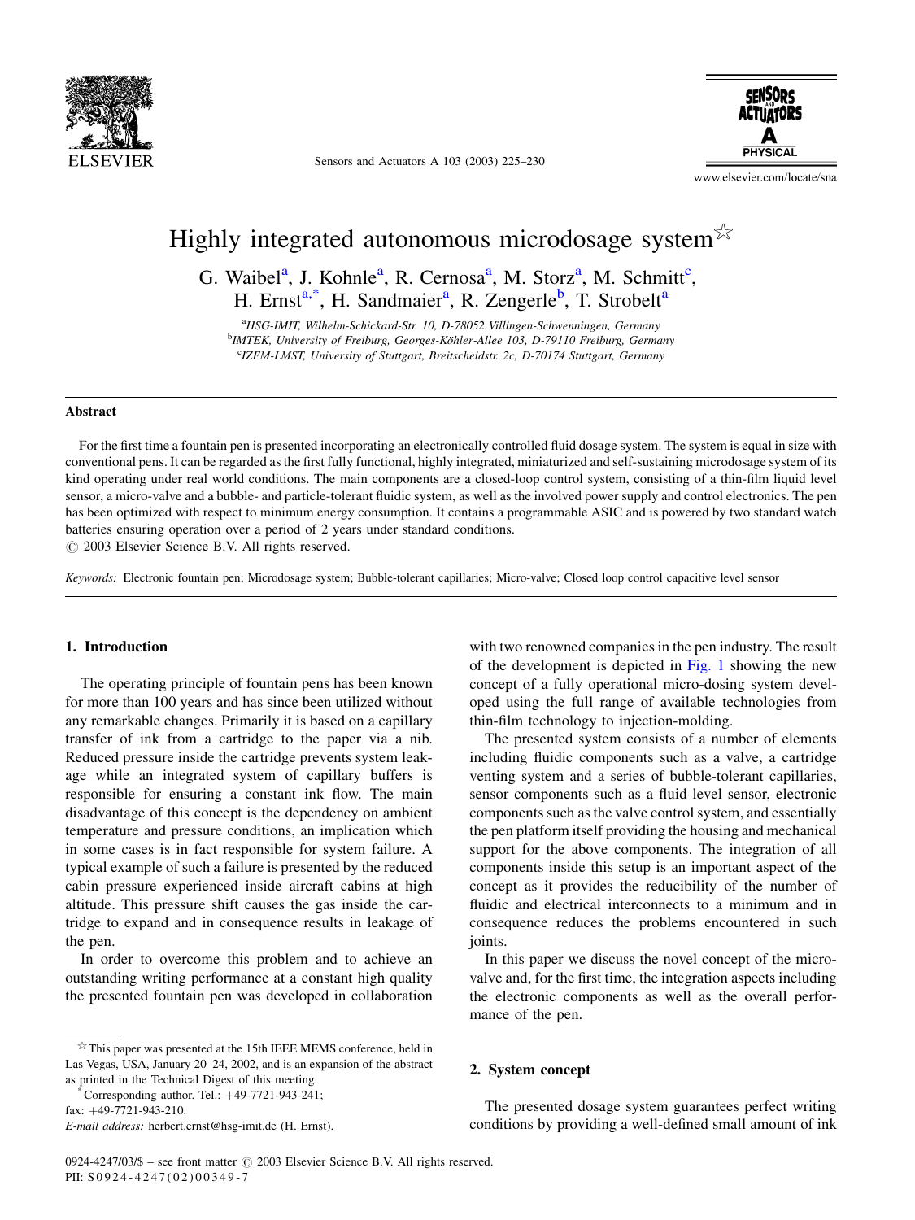# Highly integrated autonomous microdosage system☆

G. Waibel[a], J. Kohnle[a], R. Cernosa[a], M. Storz[a], M. Schmitt[c], H. Ernst[a,*], H. Sandmaier[a], R. Zengerle[b], T. Strobelt[a]

[a]*HSG-IMIT, Wilhelm-Schickard-Str. 10, D-78052 Villingen-Schwenningen, Germany*
[b]*IMTEK, University of Freiburg, Georges-Köhler-Allee 103, D-79110 Freiburg, Germany*
[c]*IZFM-LMST, University of Stuttgart, Breitscheidstr. 2c, D-70174 Stuttgart, Germany*

## Abstract

For the first time a fountain pen is presented incorporating an electronically controlled fluid dosage system. The system is equal in size with conventional pens. It can be regarded as the first fully functional, highly integrated, miniaturized and self-sustaining microdosage system of its kind operating under real world conditions. The main components are a closed-loop control system, consisting of a thin-film liquid level sensor, a micro-valve and a bubble- and particle-tolerant fluidic system, as well as the involved power supply and control electronics. The pen has been optimized with respect to minimum energy consumption. It contains a programmable ASIC and is powered by two standard watch batteries ensuring operation over a period of 2 years under standard conditions.
© 2003 Elsevier Science B.V. All rights reserved.

*Keywords:* Electronic fountain pen; Microdosage system; Bubble-tolerant capillaries; Micro-valve; Closed loop control capacitive level sensor

## 1. Introduction

The operating principle of fountain pens has been known for more than 100 years and has since been utilized without any remarkable changes. Primarily it is based on a capillary transfer of ink from a cartridge to the paper via a nib. Reduced pressure inside the cartridge prevents system leakage while an integrated system of capillary buffers is responsible for ensuring a constant ink flow. The main disadvantage of this concept is the dependency on ambient temperature and pressure conditions, an implication which in some cases is in fact responsible for system failure. A typical example of such a failure is presented by the reduced cabin pressure experienced inside aircraft cabins at high altitude. This pressure shift causes the gas inside the cartridge to expand and in consequence results in leakage of the pen.

In order to overcome this problem and to achieve an outstanding writing performance at a constant high quality the presented fountain pen was developed in collaboration with two renowned companies in the pen industry. The result of the development is depicted in Fig. 1 showing the new concept of a fully operational micro-dosing system developed using the full range of available technologies from thin-film technology to injection-molding.

The presented system consists of a number of elements including fluidic components such as a valve, a cartridge venting system and a series of bubble-tolerant capillaries, sensor components such as a fluid level sensor, electronic components such as the valve control system, and essentially the pen platform itself providing the housing and mechanical support for the above components. The integration of all components inside this setup is an important aspect of the concept as it provides the reducibility of the number of fluidic and electrical interconnects to a minimum and in consequence reduces the problems encountered in such joints.

In this paper we discuss the novel concept of the micro-valve and, for the first time, the integration aspects including the electronic components as well as the overall performance of the pen.

## 2. System concept

The presented dosage system guarantees perfect writing conditions by providing a well-defined small amount of ink

---

☆ This paper was presented at the 15th IEEE MEMS conference, held in Las Vegas, USA, January 20–24, 2002, and is an expansion of the abstract as printed in the Technical Digest of this meeting.

\* Corresponding author. Tel.: +49-7721-943-241; fax: +49-7721-943-210.
*E-mail address:* herbert.ernst@hsg-imit.de (H. Ernst).

0924-4247/03/$ – see front matter © 2003 Elsevier Science B.V. All rights reserved.
PII: S0924-4247(02)00349-7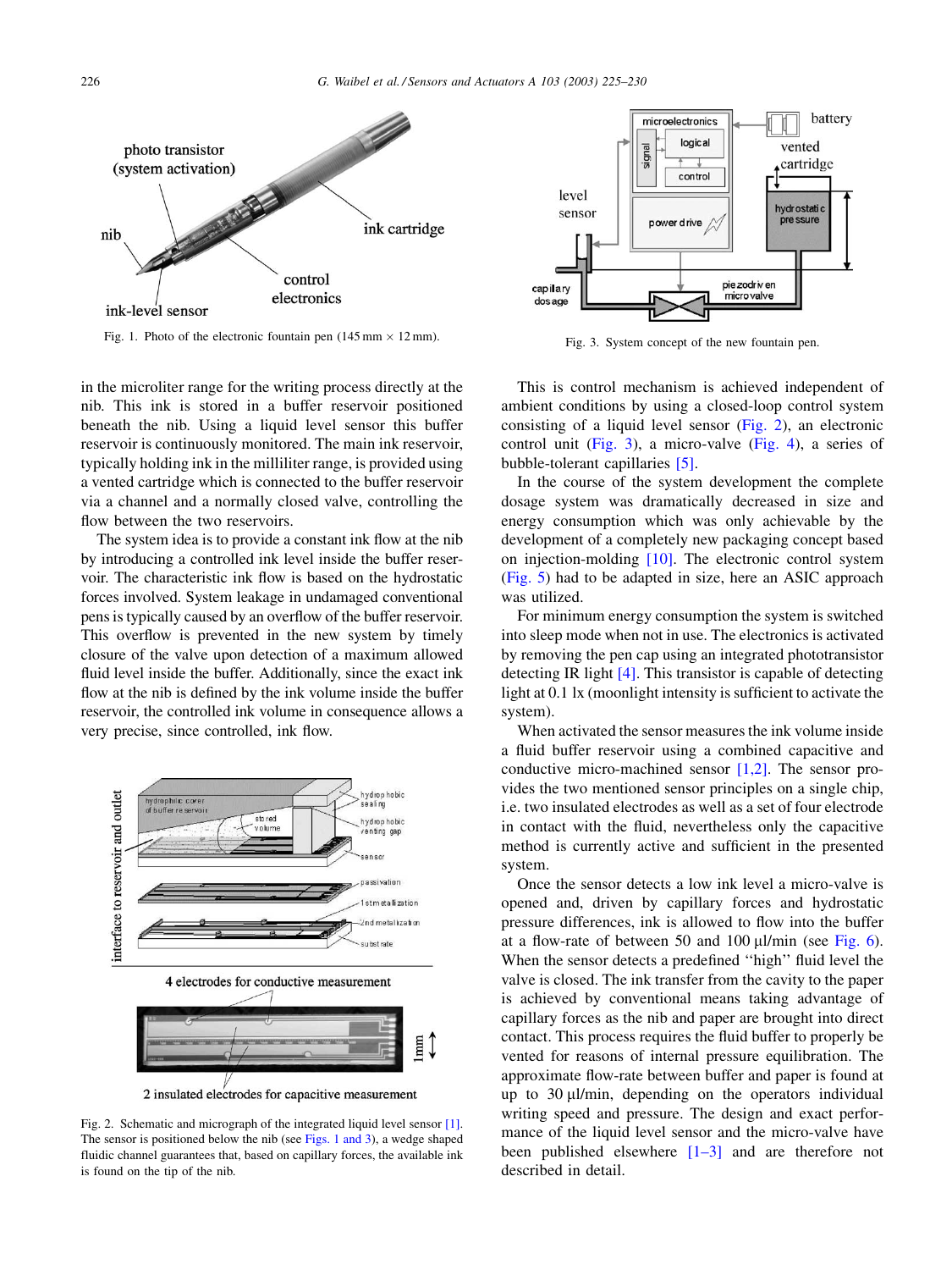Fig. 1. Photo of the electronic fountain pen (145 mm × 12 mm).

Fig. 3. System concept of the new fountain pen.

in the microliter range for the writing process directly at the nib. This ink is stored in a buffer reservoir positioned beneath the nib. Using a liquid level sensor this buffer reservoir is continuously monitored. The main ink reservoir, typically holding ink in the milliliter range, is provided using a vented cartridge which is connected to the buffer reservoir via a channel and a normally closed valve, controlling the flow between the two reservoirs.

The system idea is to provide a constant ink flow at the nib by introducing a controlled ink level inside the buffer reservoir. The characteristic ink flow is based on the hydrostatic forces involved. System leakage in undamaged conventional pens is typically caused by an overflow of the buffer reservoir. This overflow is prevented in the new system by timely closure of the valve upon detection of a maximum allowed fluid level inside the buffer. Additionally, since the exact ink flow at the nib is defined by the ink volume inside the buffer reservoir, the controlled ink volume in consequence allows a very precise, since controlled, ink flow.

Fig. 2. Schematic and micrograph of the integrated liquid level sensor [1]. The sensor is positioned below the nib (see Figs. 1 and 3), a wedge shaped fluidic channel guarantees that, based on capillary forces, the available ink is found on the tip of the nib.

This is control mechanism is achieved independent of ambient conditions by using a closed-loop control system consisting of a liquid level sensor (Fig. 2), an electronic control unit (Fig. 3), a micro-valve (Fig. 4), a series of bubble-tolerant capillaries [5].

In the course of the system development the complete dosage system was dramatically decreased in size and energy consumption which was only achievable by the development of a completely new packaging concept based on injection-molding [10]. The electronic control system (Fig. 5) had to be adapted in size, here an ASIC approach was utilized.

For minimum energy consumption the system is switched into sleep mode when not in use. The electronics is activated by removing the pen cap using an integrated phototransistor detecting IR light [4]. This transistor is capable of detecting light at 0.1 lx (moonlight intensity is sufficient to activate the system).

When activated the sensor measures the ink volume inside a fluid buffer reservoir using a combined capacitive and conductive micro-machined sensor [1,2]. The sensor provides the two mentioned sensor principles on a single chip, i.e. two insulated electrodes as well as a set of four electrode in contact with the fluid, nevertheless only the capacitive method is currently active and sufficient in the presented system.

Once the sensor detects a low ink level a micro-valve is opened and, driven by capillary forces and hydrostatic pressure differences, ink is allowed to flow into the buffer at a flow-rate of between 50 and 100 μl/min (see Fig. 6). When the sensor detects a predefined ''high'' fluid level the valve is closed. The ink transfer from the cavity to the paper is achieved by conventional means taking advantage of capillary forces as the nib and paper are brought into direct contact. This process requires the fluid buffer to properly be vented for reasons of internal pressure equilibration. The approximate flow-rate between buffer and paper is found at up to 30 μl/min, depending on the operators individual writing speed and pressure. The design and exact performance of the liquid level sensor and the micro-valve have been published elsewhere [1–3] and are therefore not described in detail.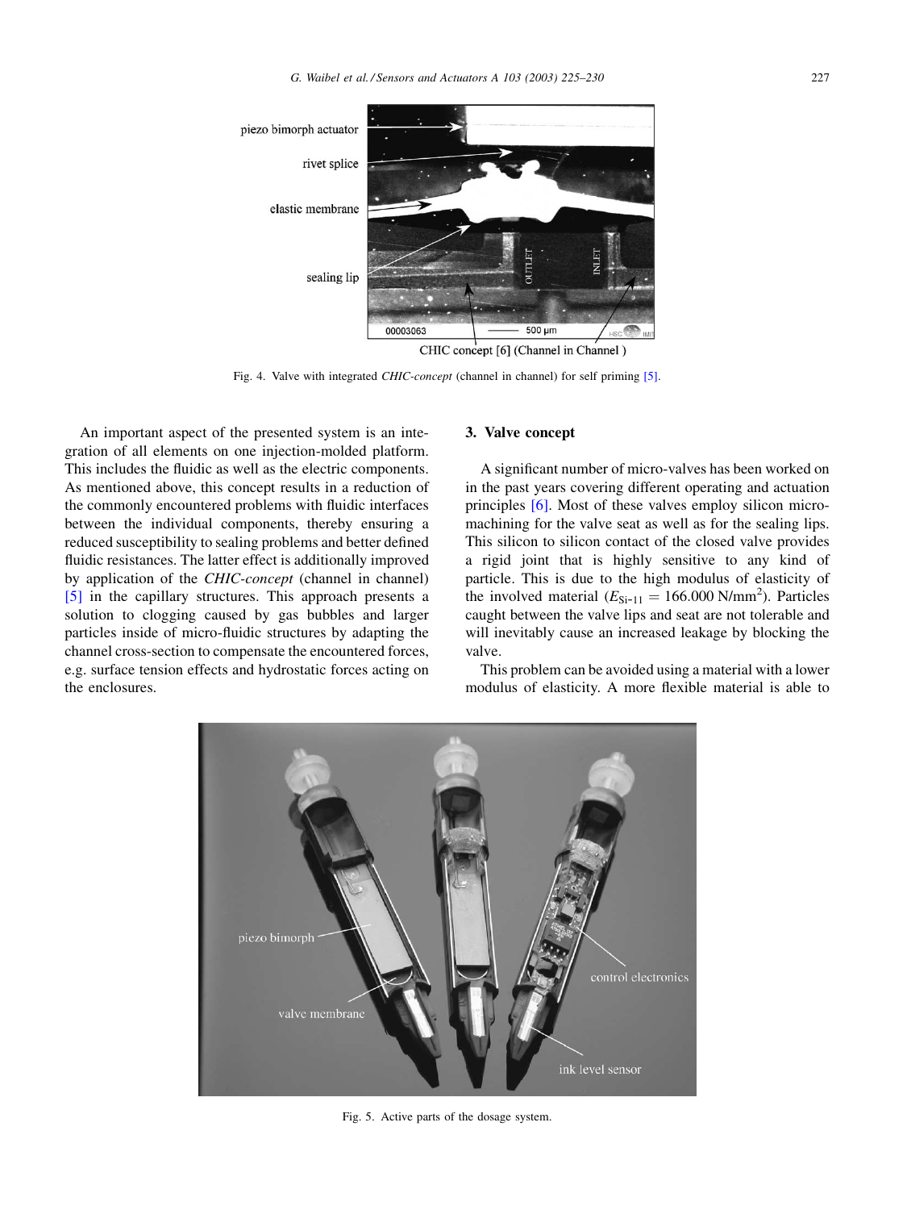Fig. 4. Valve with integrated *CHIC-concept* (channel in channel) for self priming [5].

An important aspect of the presented system is an integration of all elements on one injection-molded platform. This includes the fluidic as well as the electric components. As mentioned above, this concept results in a reduction of the commonly encountered problems with fluidic interfaces between the individual components, thereby ensuring a reduced susceptibility to sealing problems and better defined fluidic resistances. The latter effect is additionally improved by application of the *CHIC-concept* (channel in channel) [5] in the capillary structures. This approach presents a solution to clogging caused by gas bubbles and larger particles inside of micro-fluidic structures by adapting the channel cross-section to compensate the encountered forces, e.g. surface tension effects and hydrostatic forces acting on the enclosures.

## 3. Valve concept

A significant number of micro-valves has been worked on in the past years covering different operating and actuation principles [6]. Most of these valves employ silicon micro-machining for the valve seat as well as for the sealing lips. This silicon to silicon contact of the closed valve provides a rigid joint that is highly sensitive to any kind of particle. This is due to the high modulus of elasticity of the involved material ($E_{\text{Si-11}} = 166.000\ \text{N/mm}^2$). Particles caught between the valve lips and seat are not tolerable and will inevitably cause an increased leakage by blocking the valve.

This problem can be avoided using a material with a lower modulus of elasticity. A more flexible material is able to

Fig. 5. Active parts of the dosage system.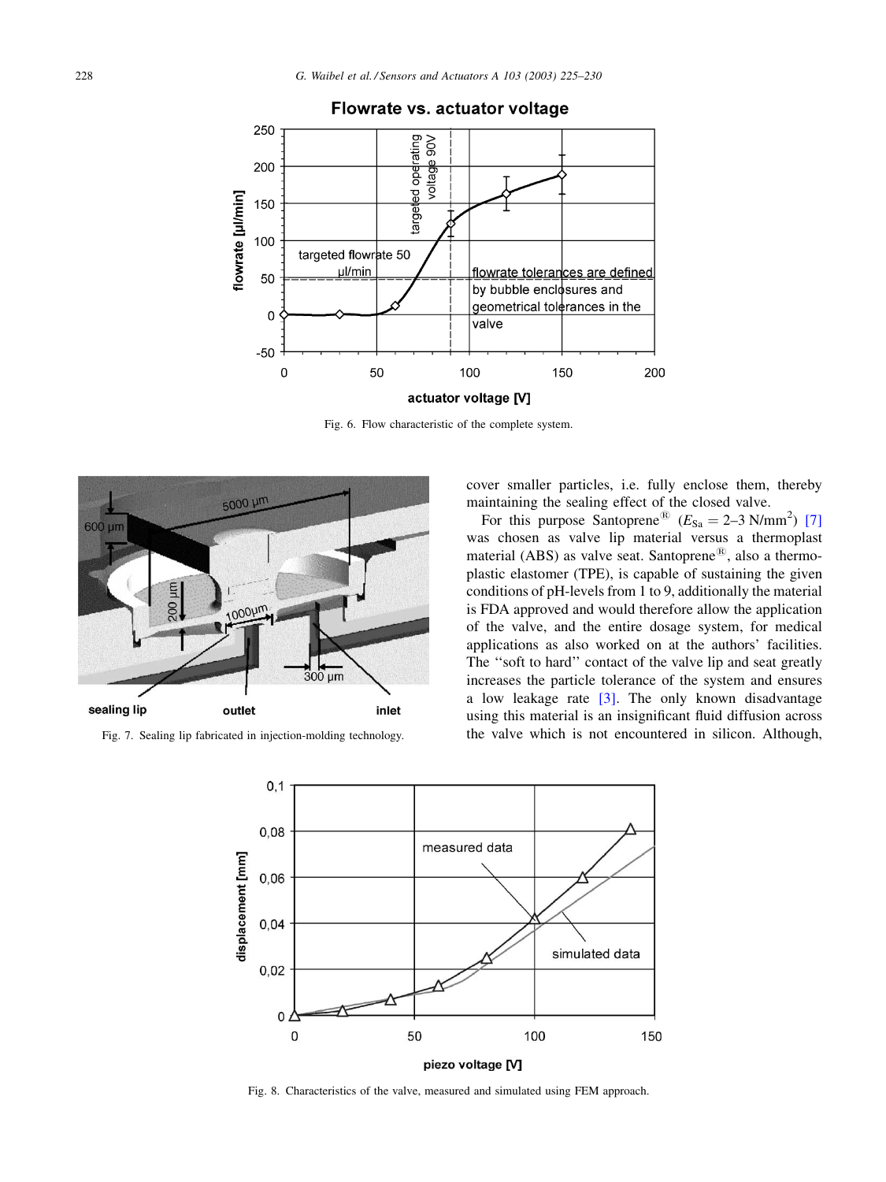Fig. 6. Flow characteristic of the complete system.

Fig. 7. Sealing lip fabricated in injection-molding technology.

cover smaller particles, i.e. fully enclose them, thereby maintaining the sealing effect of the closed valve.

For this purpose Santoprene® ($E_{Sa} = 2–3\ N/mm^2$) [7] was chosen as valve lip material versus a thermoplast material (ABS) as valve seat. Santoprene®, also a thermoplastic elastomer (TPE), is capable of sustaining the given conditions of pH-levels from 1 to 9, additionally the material is FDA approved and would therefore allow the application of the valve, and the entire dosage system, for medical applications as also worked on at the authors' facilities. The "soft to hard" contact of the valve lip and seat greatly increases the particle tolerance of the system and ensures a low leakage rate [3]. The only known disadvantage using this material is an insignificant fluid diffusion across the valve which is not encountered in silicon. Although,

Fig. 8. Characteristics of the valve, measured and simulated using FEM approach.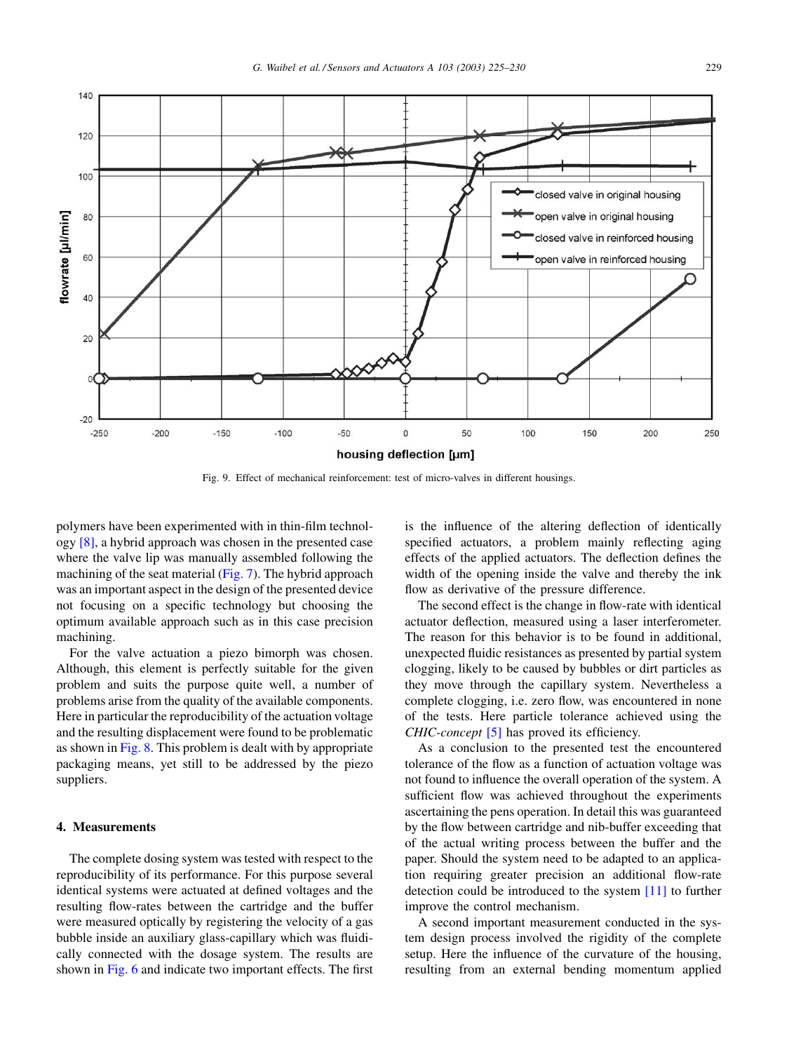Fig. 9. Effect of mechanical reinforcement: test of micro-valves in different housings.

polymers have been experimented with in thin-film technology [8], a hybrid approach was chosen in the presented case where the valve lip was manually assembled following the machining of the seat material (Fig. 7). The hybrid approach was an important aspect in the design of the presented device not focusing on a specific technology but choosing the optimum available approach such as in this case precision machining.

For the valve actuation a piezo bimorph was chosen. Although, this element is perfectly suitable for the given problem and suits the purpose quite well, a number of problems arise from the quality of the available components. Here in particular the reproducibility of the actuation voltage and the resulting displacement were found to be problematic as shown in Fig. 8. This problem is dealt with by appropriate packaging means, yet still to be addressed by the piezo suppliers.

## 4. Measurements

The complete dosing system was tested with respect to the reproducibility of its performance. For this purpose several identical systems were actuated at defined voltages and the resulting flow-rates between the cartridge and the buffer were measured optically by registering the velocity of a gas bubble inside an auxiliary glass-capillary which was fluidically connected with the dosage system. The results are shown in Fig. 6 and indicate two important effects. The first is the influence of the altering deflection of identically specified actuators, a problem mainly reflecting aging effects of the applied actuators. The deflection defines the width of the opening inside the valve and thereby the ink flow as derivative of the pressure difference.

The second effect is the change in flow-rate with identical actuator deflection, measured using a laser interferometer. The reason for this behavior is to be found in additional, unexpected fluidic resistances as presented by partial system clogging, likely to be caused by bubbles or dirt particles as they move through the capillary system. Nevertheless a complete clogging, i.e. zero flow, was encountered in none of the tests. Here particle tolerance achieved using the *CHIC-concept* [5] has proved its efficiency.

As a conclusion to the presented test the encountered tolerance of the flow as a function of actuation voltage was not found to influence the overall operation of the system. A sufficient flow was achieved throughout the experiments ascertaining the pens operation. In detail this was guaranteed by the flow between cartridge and nib-buffer exceeding that of the actual writing process between the buffer and the paper. Should the system need to be adapted to an application requiring greater precision an additional flow-rate detection could be introduced to the system [11] to further improve the control mechanism.

A second important measurement conducted in the system design process involved the rigidity of the complete setup. Here the influence of the curvature of the housing, resulting from an external bending momentum applied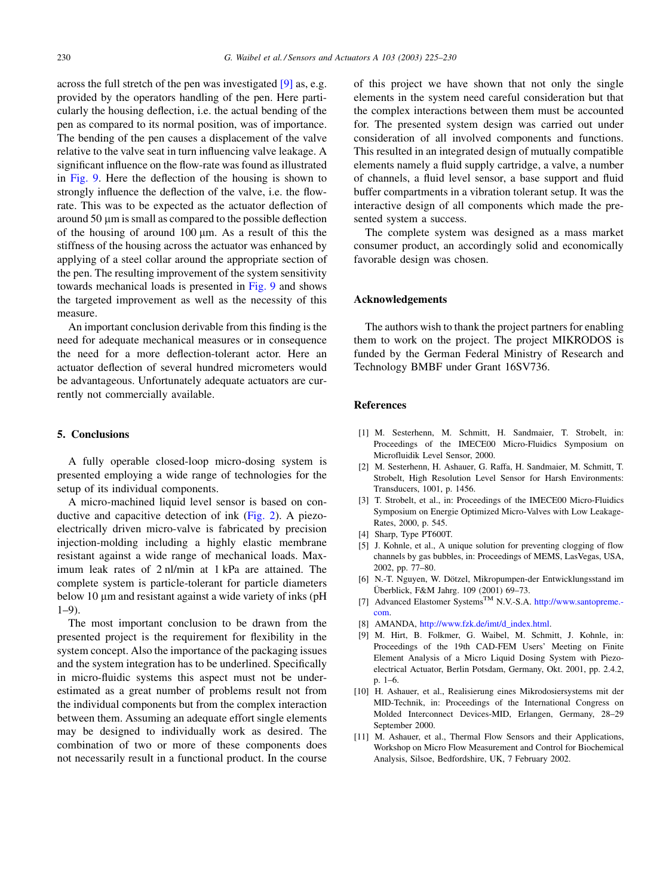across the full stretch of the pen was investigated [9] as, e.g. provided by the operators handling of the pen. Here particularly the housing deflection, i.e. the actual bending of the pen as compared to its normal position, was of importance. The bending of the pen causes a displacement of the valve relative to the valve seat in turn influencing valve leakage. A significant influence on the flow-rate was found as illustrated in Fig. 9. Here the deflection of the housing is shown to strongly influence the deflection of the valve, i.e. the flow-rate. This was to be expected as the actuator deflection of around 50 μm is small as compared to the possible deflection of the housing of around 100 μm. As a result of this the stiffness of the housing across the actuator was enhanced by applying of a steel collar around the appropriate section of the pen. The resulting improvement of the system sensitivity towards mechanical loads is presented in Fig. 9 and shows the targeted improvement as well as the necessity of this measure.

An important conclusion derivable from this finding is the need for adequate mechanical measures or in consequence the need for a more deflection-tolerant actor. Here an actuator deflection of several hundred micrometers would be advantageous. Unfortunately adequate actuators are currently not commercially available.

## 5. Conclusions

A fully operable closed-loop micro-dosing system is presented employing a wide range of technologies for the setup of its individual components.

A micro-machined liquid level sensor is based on conductive and capacitive detection of ink (Fig. 2). A piezo-electrically driven micro-valve is fabricated by precision injection-molding including a highly elastic membrane resistant against a wide range of mechanical loads. Maximum leak rates of 2 nl/min at 1 kPa are attained. The complete system is particle-tolerant for particle diameters below 10 μm and resistant against a wide variety of inks (pH 1–9).

The most important conclusion to be drawn from the presented project is the requirement for flexibility in the system concept. Also the importance of the packaging issues and the system integration has to be underlined. Specifically in micro-fluidic systems this aspect must not be underestimated as a great number of problems result not from the individual components but from the complex interaction between them. Assuming an adequate effort single elements may be designed to individually work as desired. The combination of two or more of these components does not necessarily result in a functional product. In the course of this project we have shown that not only the single elements in the system need careful consideration but that the complex interactions between them must be accounted for. The presented system design was carried out under consideration of all involved components and functions. This resulted in an integrated design of mutually compatible elements namely a fluid supply cartridge, a valve, a number of channels, a fluid level sensor, a base support and fluid buffer compartments in a vibration tolerant setup. It was the interactive design of all components which made the presented system a success.

The complete system was designed as a mass market consumer product, an accordingly solid and economically favorable design was chosen.

## Acknowledgements

The authors wish to thank the project partners for enabling them to work on the project. The project MIKRODOS is funded by the German Federal Ministry of Research and Technology BMBF under Grant 16SV736.

## References

[1] M. Sesterhenn, M. Schmitt, H. Sandmaier, T. Strobelt, in: Proceedings of the IMECE00 Micro-Fluidics Symposium on Microfluidik Level Sensor, 2000.

[2] M. Sesterhenn, H. Ashauer, G. Raffa, H. Sandmaier, M. Schmitt, T. Strobelt, High Resolution Level Sensor for Harsh Environments: Transducers, 1001, p. 1456.

[3] T. Strobelt, et al., in: Proceedings of the IMECE00 Micro-Fluidics Symposium on Energie Optimized Micro-Valves with Low Leakage-Rates, 2000, p. 545.

[4] Sharp, Type PT600T.

[5] J. Kohnle, et al., A unique solution for preventing clogging of flow channels by gas bubbles, in: Proceedings of MEMS, LasVegas, USA, 2002, pp. 77–80.

[6] N.-T. Nguyen, W. Dötzel, Mikropumpen-der Entwicklungsstand im Überblick, F&M Jahrg. 109 (2001) 69–73.

[7] Advanced Elastomer Systems™ N.V.-S.A. http://www.santopreme.com.

[8] AMANDA, http://www.fzk.de/imt/d_index.html.

[9] M. Hirt, B. Folkmer, G. Waibel, M. Schmitt, J. Kohnle, in: Proceedings of the 19th CAD-FEM Users' Meeting on Finite Element Analysis of a Micro Liquid Dosing System with Piezo-electrical Actuator, Berlin Potsdam, Germany, Okt. 2001, pp. 2.4.2, p. 1–6.

[10] H. Ashauer, et al., Realisierung eines Mikrodosiersystems mit der MID-Technik, in: Proceedings of the International Congress on Molded Interconnect Devices-MID, Erlangen, Germany, 28–29 September 2000.

[11] M. Ashauer, et al., Thermal Flow Sensors and their Applications, Workshop on Micro Flow Measurement and Control for Biochemical Analysis, Silsoe, Bedfordshire, UK, 7 February 2002.